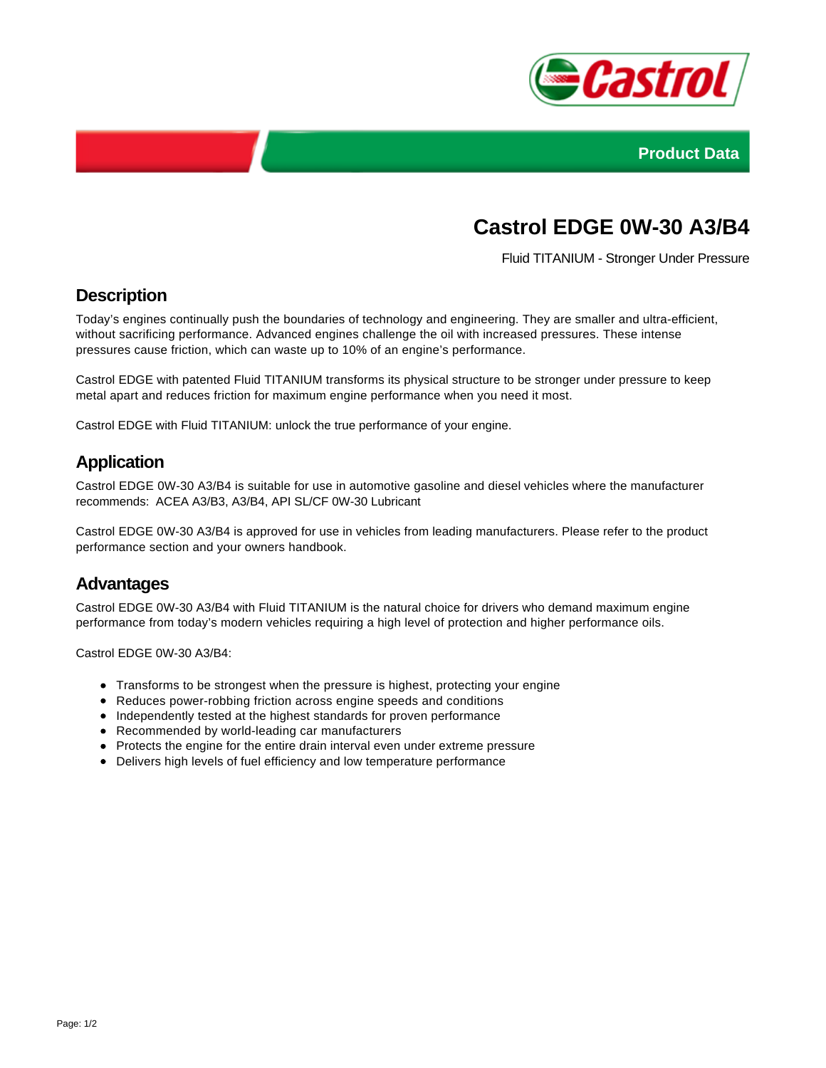Product Data

# Castrol EDGE 0W-30 A3/B4

Fluid TITANIUM - Stronger Under Pressure

## Description

Today's engines continually push the boundaries of technology and engineering. They are smaller and ultra-efficient, without sacrificing performance. Advanced engines challenge the oil with increased pressures. These intense pressures cause friction, which can waste up to 10% of an engine's performance.

Castrol EDGE with patented Fluid TITANIUM transforms its physical structure to be stronger under pressure to keep metal apart and reduces friction for maximum engine performance when you need it most.

Castrol EDGE with Fluid TITANIUM: unlock the true performance of your engine.

## Application

Castrol EDGE 0W-30 A3/B4 is suitable for use in automotive gasoline and diesel vehicles where the manufacturer recommends: ACEA A3/B3, A3/B4, API SL/CF 0W-30 Lubricant

Castrol EDGE 0W-30 A3/B4 is approved for use in vehicles from leading manufacturers. Please refer to the product performance section and your owners handbook.

## Advantages

Castrol EDGE 0W-30 A3/B4 with Fluid TITANIUM is the natural choice for drivers who demand maximum engine performance from today's modern vehicles requiring a high level of protection and higher performance oils.

Castrol EDGE 0W-30 A3/B4:

- Transforms to be strongest when the pressure is highest, protecting your engine
- Reduces power-robbing friction across engine speeds and conditions
- Independently tested at the highest standards for proven performance
- Recommended by world-leading car manufacturers
- Protects the engine for the entire drain interval even under extreme pressure
- Delivers high levels of fuel efficiency and low temperature performance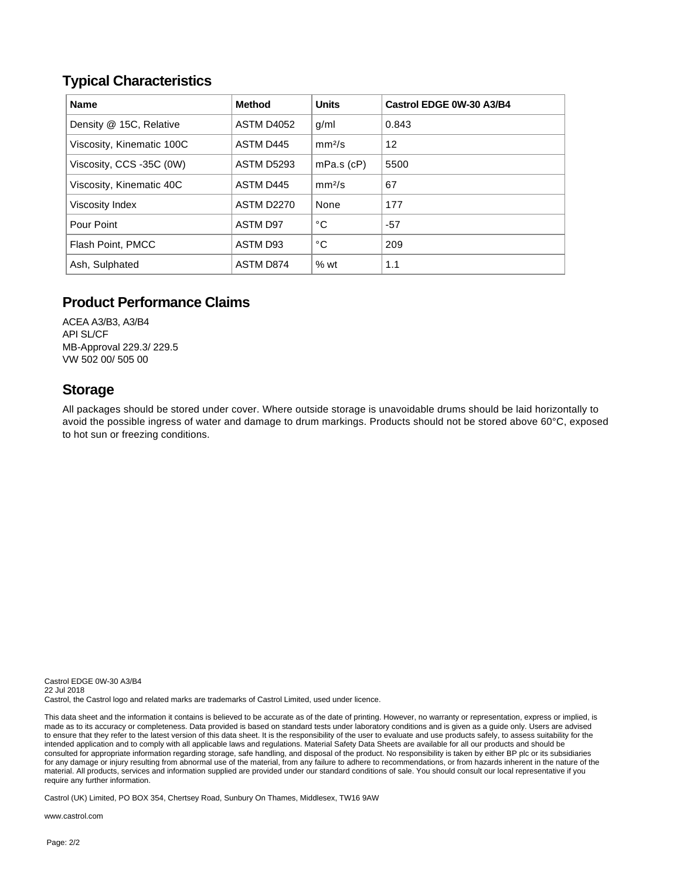## Typical Characteristics

| Name | Method | Units | Castrol EDGE 0W-30 A3/B4 |
| --- | --- | --- | --- |
| Density @ 15C, Relative | ASTM D4052 | g/ml | 0.843 |
| Viscosity, Kinematic 100C | ASTM D445 | $mm^2/s$ | 12 |
| Viscosity, CCS -35C (0W) | ASTM D5293 | mPa.s (cP) | 5500 |
| Viscosity, Kinematic 40C | ASTM D445 | $mm^2/s$ | 67 |
| Viscosity Index | ASTM D2270 | None | 177 |
| Pour Point | ASTM D97 | °C | -57 |
| Flash Point, PMCC | ASTM D93 | °C | 209 |
| Ash, Sulphated | ASTM D874 | % wt | 1.1 |

## Product Performance Claims

ACEA A3/B3, A3/B4
API SL/CF
MB-Approval 229.3/ 229.5
VW 502 00/ 505 00

## Storage

All packages should be stored under cover. Where outside storage is unavoidable drums should be laid horizontally to avoid the possible ingress of water and damage to drum markings. Products should not be stored above 60°C, exposed to hot sun or freezing conditions.

Castrol EDGE 0W-30 A3/B4
22 Jul 2018
Castrol, the Castrol logo and related marks are trademarks of Castrol Limited, used under licence.

This data sheet and the information it contains is believed to be accurate as of the date of printing. However, no warranty or representation, express or implied, is made as to its accuracy or completeness. Data provided is based on standard tests under laboratory conditions and is given as a guide only. Users are advised to ensure that they refer to the latest version of this data sheet. It is the responsibility of the user to evaluate and use products safely, to assess suitability for the intended application and to comply with all applicable laws and regulations. Material Safety Data Sheets are available for all our products and should be consulted for appropriate information regarding storage, safe handling, and disposal of the product. No responsibility is taken by either BP plc or its subsidiaries for any damage or injury resulting from abnormal use of the material, from any failure to adhere to recommendations, or from hazards inherent in the nature of the material. All products, services and information supplied are provided under our standard conditions of sale. You should consult our local representative if you require any further information.

Castrol (UK) Limited, PO BOX 354, Chertsey Road, Sunbury On Thames, Middlesex, TW16 9AW

www.castrol.com